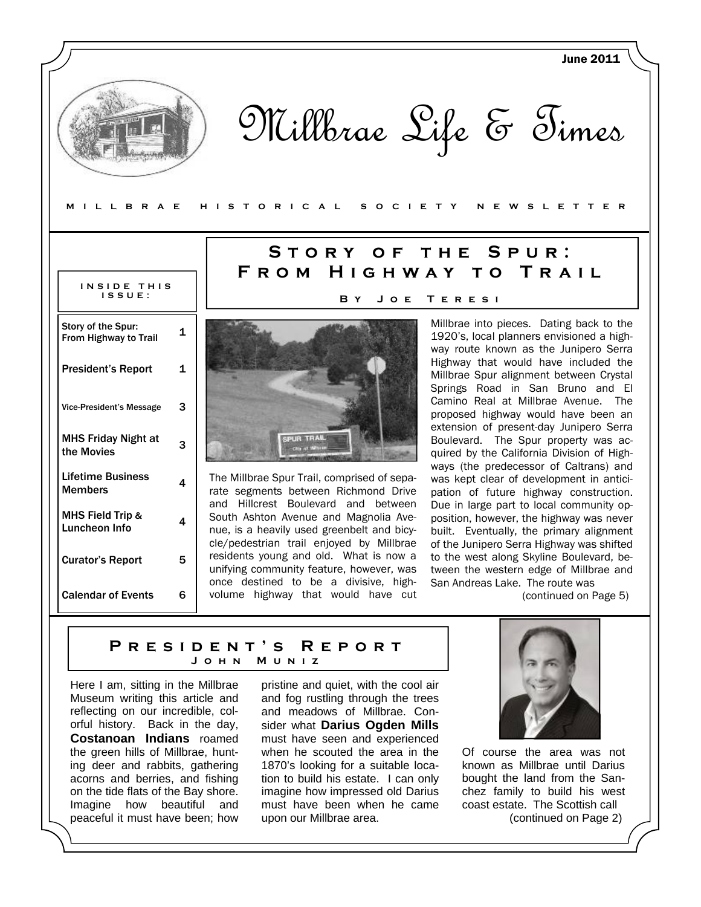June 2011

# Millbrae Life & Times

MILLBRAE HISTORICAL SOCIETY NEWSLETTER

**INSIDE THIS ISSUE:**

| Article | Page |
|---|---|
| Story of the Spur: From Highway to Trail | 1 |
| President's Report | 1 |
| Vice-President's Message | 3 |
| MHS Friday Night at the Movies | 3 |
| Lifetime Business Members | 4 |
| MHS Field Trip & Luncheon Info | 4 |
| Curator's Report | 5 |
| Calendar of Events | 6 |

## Story of the Spur: From Highway to Trail

**By Joe Teresi**

The Millbrae Spur Trail, comprised of separate segments between Richmond Drive and Hillcrest Boulevard and between South Ashton Avenue and Magnolia Avenue, is a heavily used greenbelt and bicycle/pedestrian trail enjoyed by Millbrae residents young and old. What is now a unifying community feature, however, was once destined to be a divisive, high-volume highway that would have cut Millbrae into pieces. Dating back to the 1920's, local planners envisioned a highway route known as the Junipero Serra Highway that would have included the Millbrae Spur alignment between Crystal Springs Road in San Bruno and El Camino Real at Millbrae Avenue. The proposed highway would have been an extension of present-day Junipero Serra Boulevard. The Spur property was acquired by the California Division of Highways (the predecessor of Caltrans) and was kept clear of development in anticipation of future highway construction. Due in large part to local community opposition, however, the highway was never built. Eventually, the primary alignment of the Junipero Serra Highway was shifted to the west along Skyline Boulevard, between the western edge of Millbrae and San Andreas Lake. The route was

(continued on Page 5)

## President's Report

**John Muniz**

Here I am, sitting in the Millbrae Museum writing this article and reflecting on our incredible, colorful history. Back in the day, **Costanoan Indians** roamed the green hills of Millbrae, hunting deer and rabbits, gathering acorns and berries, and fishing on the tide flats of the Bay shore. Imagine how beautiful and peaceful it must have been; how pristine and quiet, with the cool air and fog rustling through the trees and meadows of Millbrae. Consider what **Darius Ogden Mills** must have seen and experienced when he scouted the area in the 1870's looking for a suitable location to build his estate. I can only imagine how impressed old Darius must have been when he came upon our Millbrae area.

Of course the area was not known as Millbrae until Darius bought the land from the Sanchez family to build his west coast estate. The Scottish call

(continued on Page 2)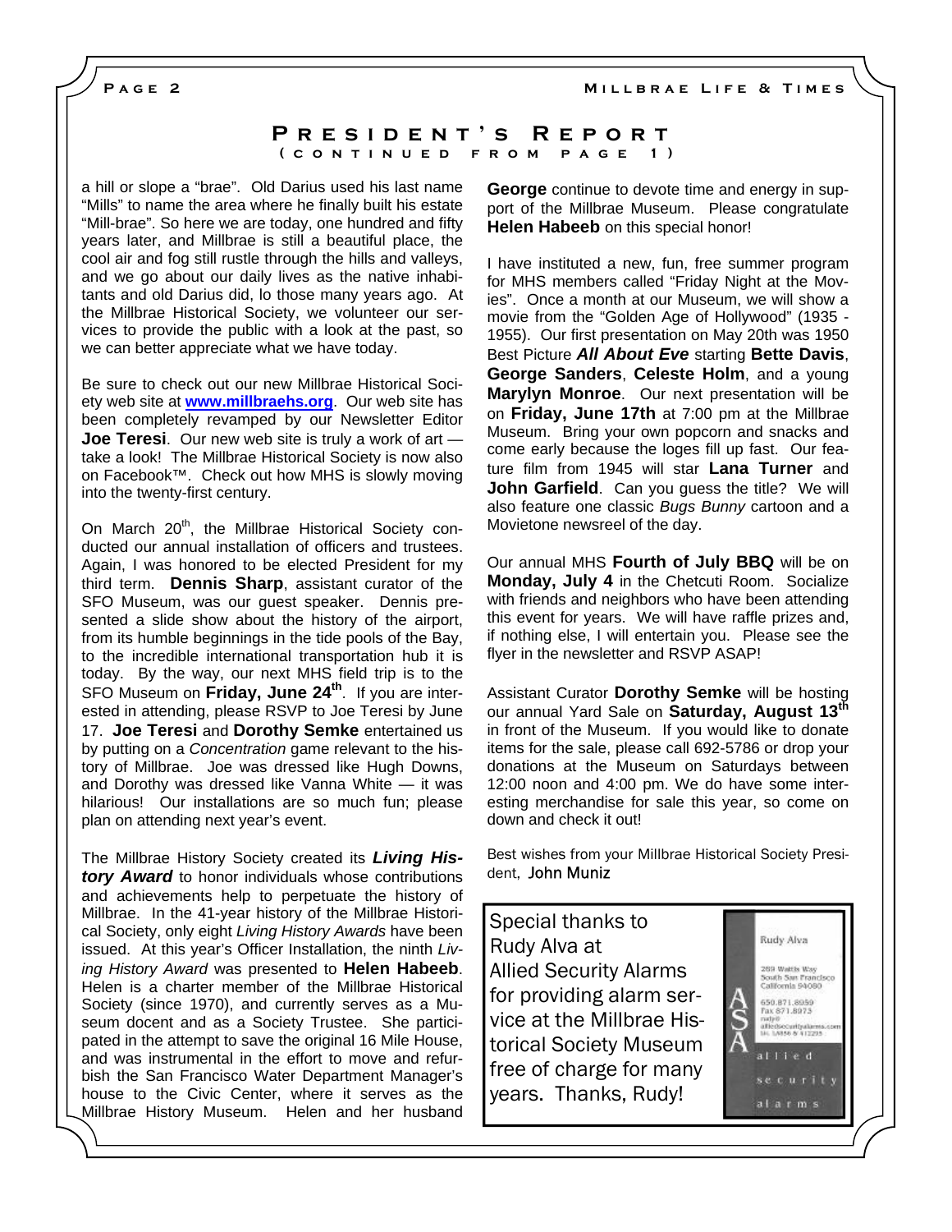## President's Report

(continued from page 1)

a hill or slope a "brae". Old Darius used his last name "Mills" to name the area where he finally built his estate "Mill-brae". So here we are today, one hundred and fifty years later, and Millbrae is still a beautiful place, the cool air and fog still rustle through the hills and valleys, and we go about our daily lives as the native inhabitants and old Darius did, lo those many years ago. At the Millbrae Historical Society, we volunteer our services to provide the public with a look at the past, so we can better appreciate what we have today.

Be sure to check out our new Millbrae Historical Society web site at **www.millbraehs.org**. Our web site has been completely revamped by our Newsletter Editor **Joe Teresi**. Our new web site is truly a work of art — take a look! The Millbrae Historical Society is now also on Facebook™. Check out how MHS is slowly moving into the twenty-first century.

On March 20th, the Millbrae Historical Society conducted our annual installation of officers and trustees. Again, I was honored to be elected President for my third term. **Dennis Sharp**, assistant curator of the SFO Museum, was our guest speaker. Dennis presented a slide show about the history of the airport, from its humble beginnings in the tide pools of the Bay, to the incredible international transportation hub it is today. By the way, our next MHS field trip is to the SFO Museum on **Friday, June 24th**. If you are interested in attending, please RSVP to Joe Teresi by June 17. **Joe Teresi** and **Dorothy Semke** entertained us by putting on a *Concentration* game relevant to the history of Millbrae. Joe was dressed like Hugh Downs, and Dorothy was dressed like Vanna White — it was hilarious! Our installations are so much fun; please plan on attending next year's event.

The Millbrae History Society created its ***Living History Award*** to honor individuals whose contributions and achievements help to perpetuate the history of Millbrae. In the 41-year history of the Millbrae Historical Society, only eight *Living History Awards* have been issued. At this year's Officer Installation, the ninth *Living History Award* was presented to **Helen Habeeb**. Helen is a charter member of the Millbrae Historical Society (since 1970), and currently serves as a Museum docent and as a Society Trustee. She participated in the attempt to save the original 16 Mile House, and was instrumental in the effort to move and refurbish the San Francisco Water Department Manager's house to the Civic Center, where it serves as the Millbrae History Museum. Helen and her husband **George** continue to devote time and energy in support of the Millbrae Museum. Please congratulate **Helen Habeeb** on this special honor!

I have instituted a new, fun, free summer program for MHS members called "Friday Night at the Movies". Once a month at our Museum, we will show a movie from the "Golden Age of Hollywood" (1935 - 1955). Our first presentation on May 20th was 1950 Best Picture ***All About Eve*** starting **Bette Davis**, **George Sanders**, **Celeste Holm**, and a young **Marylyn Monroe**. Our next presentation will be on **Friday, June 17th** at 7:00 pm at the Millbrae Museum. Bring your own popcorn and snacks and come early because the loges fill up fast. Our feature film from 1945 will star **Lana Turner** and **John Garfield**. Can you guess the title? We will also feature one classic *Bugs Bunny* cartoon and a Movietone newsreel of the day.

Our annual MHS **Fourth of July BBQ** will be on **Monday, July 4** in the Chetcuti Room. Socialize with friends and neighbors who have been attending this event for years. We will have raffle prizes and, if nothing else, I will entertain you. Please see the flyer in the newsletter and RSVP ASAP!

Assistant Curator **Dorothy Semke** will be hosting our annual Yard Sale on **Saturday, August 13th** in front of the Museum. If you would like to donate items for the sale, please call 692-5786 or drop your donations at the Museum on Saturdays between 12:00 noon and 4:00 pm. We do have some interesting merchandise for sale this year, so come on down and check it out!

Best wishes from your Millbrae Historical Society President, John Muniz

---

Special thanks to Rudy Alva at Allied Security Alarms for providing alarm service at the Millbrae Historical Society Museum free of charge for many years. Thanks, Rudy!

Rudy Alva
269 Wattis Way
South San Francisco
California 94080
650.871.8959
Fax 871.8973
allied security alarms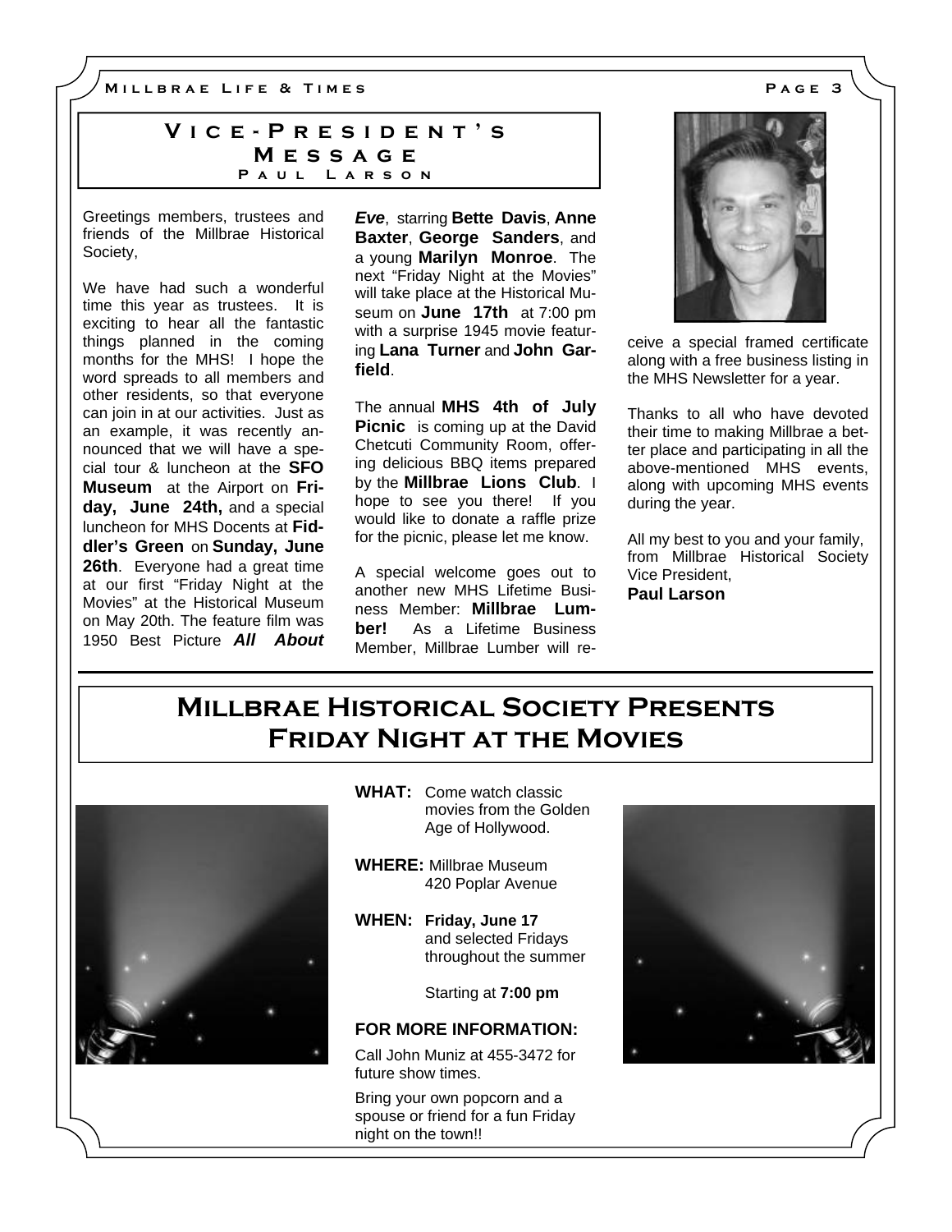## Vice-President's Message

### Paul Larson

Greetings members, trustees and friends of the Millbrae Historical Society,

We have had such a wonderful time this year as trustees. It is exciting to hear all the fantastic things planned in the coming months for the MHS! I hope the word spreads to all members and other residents, so that everyone can join in at our activities. Just as an example, it was recently announced that we will have a special tour & luncheon at the **SFO Museum** at the Airport on **Friday, June 24th,** and a special luncheon for MHS Docents at **Fiddler's Green** on **Sunday, June 26th**. Everyone had a great time at our first "Friday Night at the Movies" at the Historical Museum on May 20th. The feature film was 1950 Best Picture ***All About Eve***, starring **Bette Davis**, **Anne Baxter**, **George Sanders**, and a young **Marilyn Monroe**. The next "Friday Night at the Movies" will take place at the Historical Museum on **June 17th** at 7:00 pm with a surprise 1945 movie featuring **Lana Turner** and **John Garfield**.

The annual **MHS 4th of July Picnic** is coming up at the David Chetcuti Community Room, offering delicious BBQ items prepared by the **Millbrae Lions Club**. I hope to see you there! If you would like to donate a raffle prize for the picnic, please let me know.

A special welcome goes out to another new MHS Lifetime Business Member: **Millbrae Lumber!** As a Lifetime Business Member, Millbrae Lumber will receive a special framed certificate along with a free business listing in the MHS Newsletter for a year.

Thanks to all who have devoted their time to making Millbrae a better place and participating in all the above-mentioned MHS events, along with upcoming MHS events during the year.

All my best to you and your family,
from Millbrae Historical Society Vice President,
**Paul Larson**

## Millbrae Historical Society Presents Friday Night at the Movies

**WHAT:** Come watch classic movies from the Golden Age of Hollywood.

**WHERE:** Millbrae Museum
420 Poplar Avenue

**WHEN:** **Friday, June 17**
and selected Fridays throughout the summer

Starting at **7:00 pm**

**FOR MORE INFORMATION:**

Call John Muniz at 455-3472 for future show times.

Bring your own popcorn and a spouse or friend for a fun Friday night on the town!!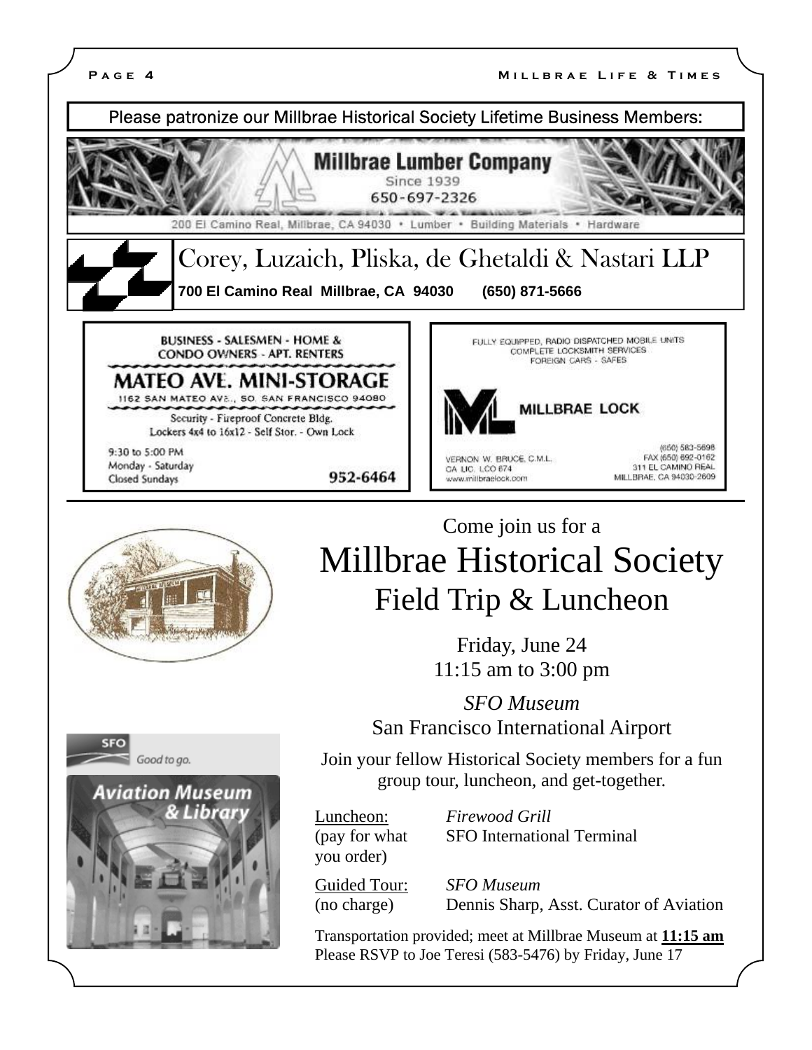Please patronize our Millbrae Historical Society Lifetime Business Members:

**Millbrae Lumber Company**
Since 1939
650-697-2326
200 El Camino Real, Millbrae, CA 94030 • Lumber • Building Materials • Hardware

**Corey, Luzaich, Pliska, de Ghetaldi & Nastari LLP**
**700 El Camino Real Millbrae, CA 94030 (650) 871-5666**

BUSINESS - SALESMEN - HOME & CONDO OWNERS - APT. RENTERS
**MATEO AVE. MINI-STORAGE**
1162 SAN MATEO AVE., SO. SAN FRANCISCO 94080
Security - Fireproof Concrete Bldg.
Lockers 4x4 to 16x12 - Self Stor. - Own Lock
9:30 to 5:00 PM
Monday - Saturday
Closed Sundays
952-6464

FULLY EQUIPPED, RADIO DISPATCHED MOBILE UNITS
COMPLETE LOCKSMITH SERVICES
FOREIGN CARS - SAFES
**MILLBRAE LOCK**
VERNON W. BRUCE, C.M.L.
CA LIC. LCO 674
www.millbraelock.com
(650) 583-5698
FAX (650) 692-0162
311 EL CAMINO REAL
MILLBRAE, CA 94030-2609

Come join us for a

# Millbrae Historical Society

## Field Trip & Luncheon

Friday, June 24
11:15 am to 3:00 pm

*SFO Museum*
San Francisco International Airport

Join your fellow Historical Society members for a fun group tour, luncheon, and get-together.

Luncheon: (pay for what you order) — *Firewood Grill*, SFO International Terminal

Guided Tour: (no charge) — *SFO Museum*, Dennis Sharp, Asst. Curator of Aviation

Transportation provided; meet at Millbrae Museum at **11:15 am**
Please RSVP to Joe Teresi (583-5476) by Friday, June 17

SFO Good to go.
Aviation Museum & Library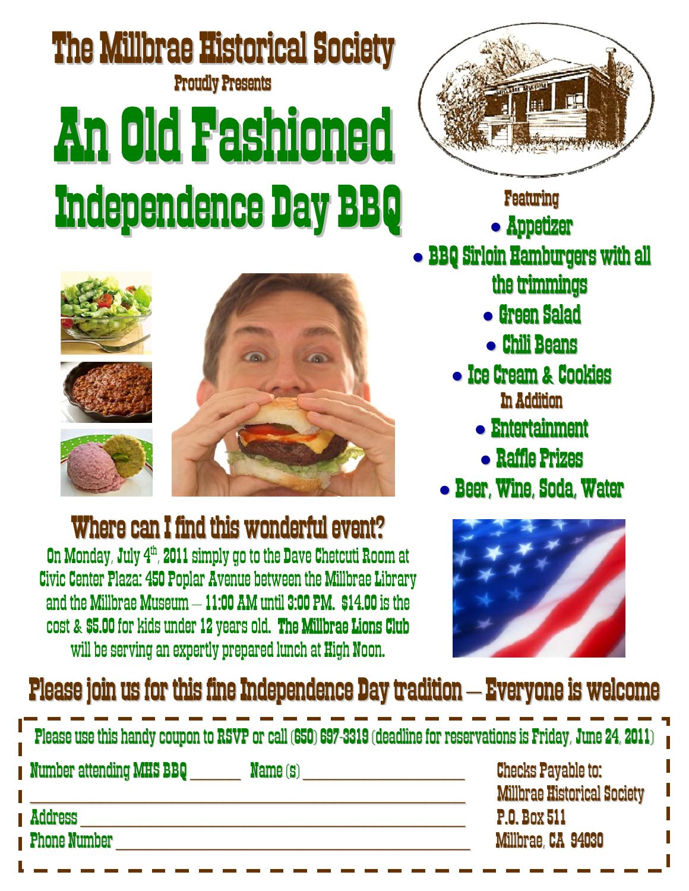# The Millbrae Historical Society

Proudly Presents

# An Old Fashioned Independence Day BBQ

**Featuring**

- Appetizer
- BBQ Sirloin Hamburgers with all the trimmings
- Green Salad
- Chili Beans
- Ice Cream & Cookies

**In Addition**

- Entertainment
- Raffle Prizes
- Beer, Wine, Soda, Water

## Where can I find this wonderful event?

On Monday, July 4th, 2011 simply go to the Dave Chetcuti Room at Civic Center Plaza: 450 Poplar Avenue between the Millbrae Library and the Millbrae Museum – 11:00 AM until 3:00 PM. $14.00 is the cost & $5.00 for kids under 12 years old. The Millbrae Lions Club will be serving an expertly prepared lunch at High Noon.

## Please join us for this fine Independence Day tradition – Everyone is welcome

Please use this handy coupon to RSVP or call (650) 697-3319 (deadline for reservations is Friday, June 24, 2011)

Number attending MHS BBQ _______ Name (s) ________________________

________________________________________

Address ________________________________________

Phone Number ________________________________________

Checks Payable to:
Millbrae Historical Society
P.O. Box 511
Millbrae, CA 94030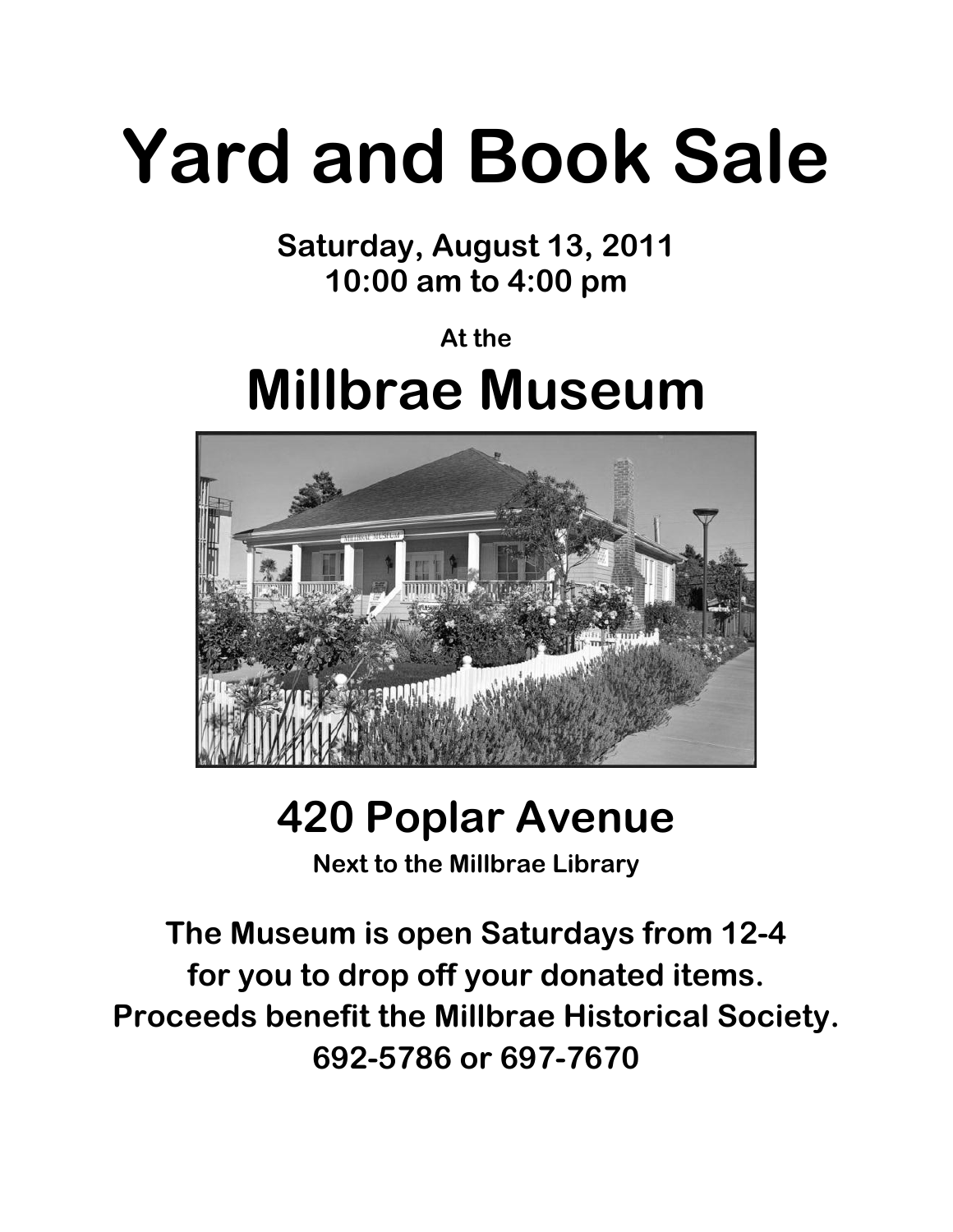# Yard and Book Sale

**Saturday, August 13, 2011**
**10:00 am to 4:00 pm**

**At the**

# Millbrae Museum

## 420 Poplar Avenue

**Next to the Millbrae Library**

**The Museum is open Saturdays from 12-4**
**for you to drop off your donated items.**
**Proceeds benefit the Millbrae Historical Society.**
**692-5786 or 697-7670**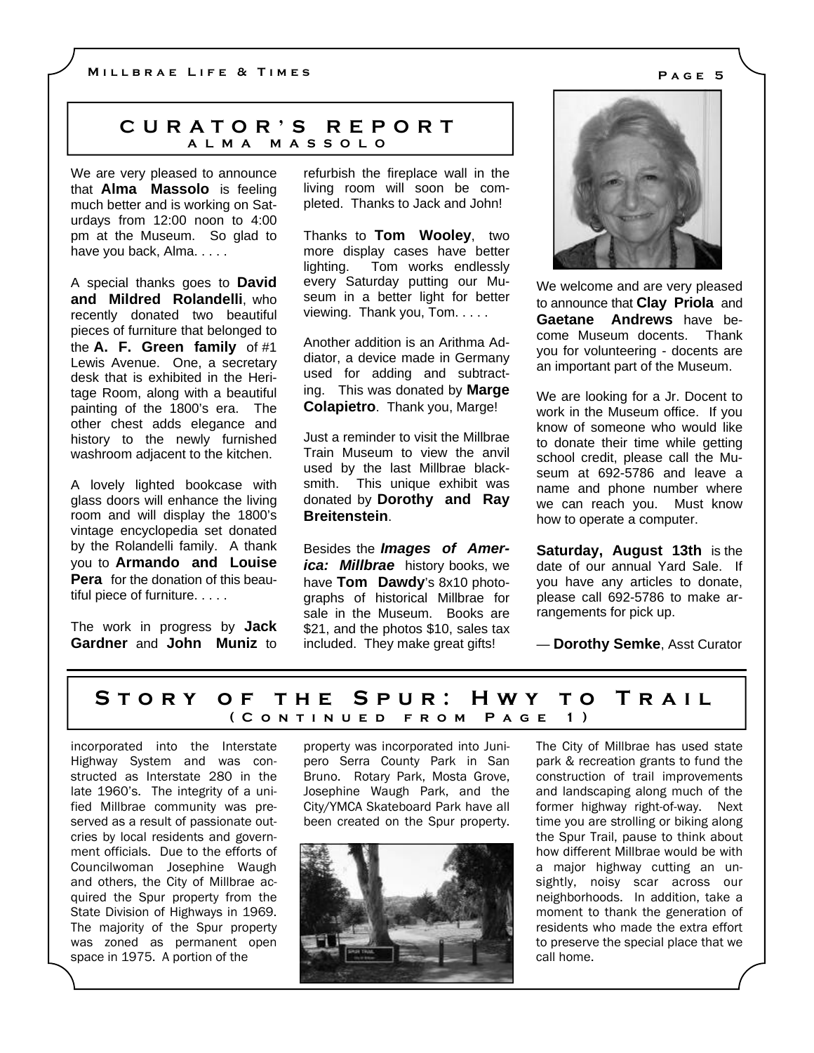## CURATOR'S REPORT

### ALMA MASSOLO

We are very pleased to announce that **Alma Massolo** is feeling much better and is working on Saturdays from 12:00 noon to 4:00 pm at the Museum. So glad to have you back, Alma. . . . .

A special thanks goes to **David and Mildred Rolandelli**, who recently donated two beautiful pieces of furniture that belonged to the **A. F. Green family** of #1 Lewis Avenue. One, a secretary desk that is exhibited in the Heritage Room, along with a beautiful painting of the 1800's era. The other chest adds elegance and history to the newly furnished washroom adjacent to the kitchen.

A lovely lighted bookcase with glass doors will enhance the living room and will display the 1800's vintage encyclopedia set donated by the Rolandelli family. A thank you to **Armando and Louise Pera** for the donation of this beautiful piece of furniture. . . . .

The work in progress by **Jack Gardner** and **John Muniz** to refurbish the fireplace wall in the living room will soon be completed. Thanks to Jack and John!

Thanks to **Tom Wooley**, two more display cases have better lighting. Tom works endlessly every Saturday putting our Museum in a better light for better viewing. Thank you, Tom. . . . .

Another addition is an Arithma Addiator, a device made in Germany used for adding and subtracting. This was donated by **Marge Colapietro**. Thank you, Marge!

Just a reminder to visit the Millbrae Train Museum to view the anvil used by the last Millbrae blacksmith. This unique exhibit was donated by **Dorothy and Ray Breitenstein**.

Besides the ***Images of America: Millbrae*** history books, we have **Tom Dawdy**'s 8x10 photographs of historical Millbrae for sale in the Museum. Books are $21, and the photos $10, sales tax included. They make great gifts!

We welcome and are very pleased to announce that **Clay Priola** and **Gaetane Andrews** have become Museum docents. Thank you for volunteering - docents are an important part of the Museum.

We are looking for a Jr. Docent to work in the Museum office. If you know of someone who would like to donate their time while getting school credit, please call the Museum at 692-5786 and leave a name and phone number where we can reach you. Must know how to operate a computer.

**Saturday, August 13th** is the date of our annual Yard Sale. If you have any articles to donate, please call 692-5786 to make arrangements for pick up.

— **Dorothy Semke**, Asst Curator

## STORY OF THE SPUR: HWY TO TRAIL

### (CONTINUED FROM PAGE 1)

incorporated into the Interstate Highway System and was constructed as Interstate 280 in the late 1960's. The integrity of a unified Millbrae community was preserved as a result of passionate outcries by local residents and government officials. Due to the efforts of Councilwoman Josephine Waugh and others, the City of Millbrae acquired the Spur property from the State Division of Highways in 1969. The majority of the Spur property was zoned as permanent open space in 1975. A portion of the property was incorporated into Junipero Serra County Park in San Bruno. Rotary Park, Mosta Grove, Josephine Waugh Park, and the City/YMCA Skateboard Park have all been created on the Spur property.

The City of Millbrae has used state park & recreation grants to fund the construction of trail improvements and landscaping along much of the former highway right-of-way. Next time you are strolling or biking along the Spur Trail, pause to think about how different Millbrae would be with a major highway cutting an unsightly, noisy scar across our neighborhoods. In addition, take a moment to thank the generation of residents who made the extra effort to preserve the special place that we call home.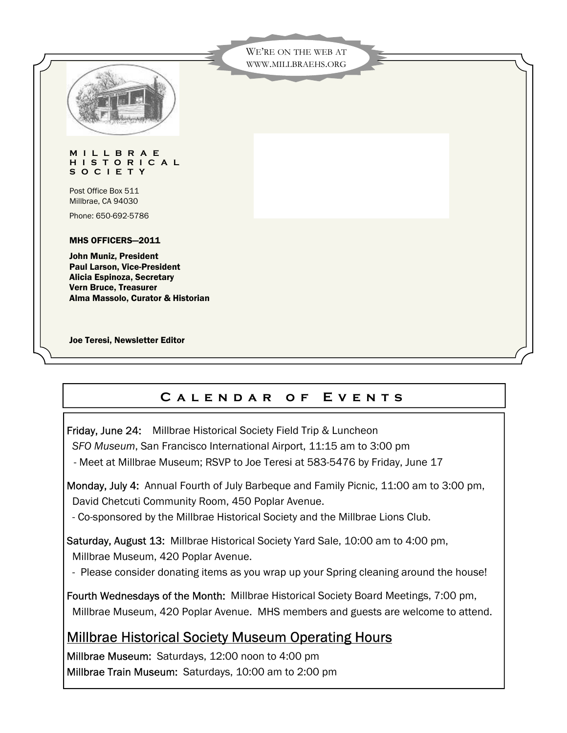WE'RE ON THE WEB AT WWW.MILLBRAEHS.ORG

**MILLBRAE HISTORICAL SOCIETY**

Post Office Box 511
Millbrae, CA 94030

Phone: 650-692-5786

**MHS OFFICERS—2011**

**John Muniz, President**
**Paul Larson, Vice-President**
**Alicia Espinoza, Secretary**
**Vern Bruce, Treasurer**
**Alma Massolo, Curator & Historian**

**Joe Teresi, Newsletter Editor**

## Calendar of Events

Friday, June 24: Millbrae Historical Society Field Trip & Luncheon
*SFO Museum*, San Francisco International Airport, 11:15 am to 3:00 pm
- Meet at Millbrae Museum; RSVP to Joe Teresi at 583-5476 by Friday, June 17

Monday, July 4: Annual Fourth of July Barbeque and Family Picnic, 11:00 am to 3:00 pm, David Chetcuti Community Room, 450 Poplar Avenue.
- Co-sponsored by the Millbrae Historical Society and the Millbrae Lions Club.

Saturday, August 13: Millbrae Historical Society Yard Sale, 10:00 am to 4:00 pm, Millbrae Museum, 420 Poplar Avenue.
- Please consider donating items as you wrap up your Spring cleaning around the house!

Fourth Wednesdays of the Month: Millbrae Historical Society Board Meetings, 7:00 pm, Millbrae Museum, 420 Poplar Avenue. MHS members and guests are welcome to attend.

## Millbrae Historical Society Museum Operating Hours

Millbrae Museum: Saturdays, 12:00 noon to 4:00 pm
Millbrae Train Museum: Saturdays, 10:00 am to 2:00 pm